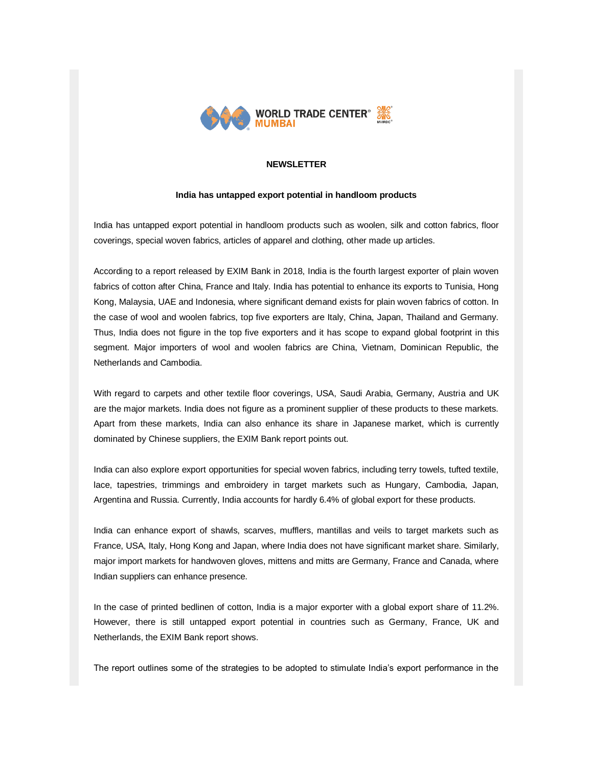WORLD TRADE CENTER MUMBAI

## NEWSLETTER

### India has untapped export potential in handloom products

India has untapped export potential in handloom products such as woolen, silk and cotton fabrics, floor coverings, special woven fabrics, articles of apparel and clothing, other made up articles.

According to a report released by EXIM Bank in 2018, India is the fourth largest exporter of plain woven fabrics of cotton after China, France and Italy. India has potential to enhance its exports to Tunisia, Hong Kong, Malaysia, UAE and Indonesia, where significant demand exists for plain woven fabrics of cotton. In the case of wool and woolen fabrics, top five exporters are Italy, China, Japan, Thailand and Germany. Thus, India does not figure in the top five exporters and it has scope to expand global footprint in this segment. Major importers of wool and woolen fabrics are China, Vietnam, Dominican Republic, the Netherlands and Cambodia.

With regard to carpets and other textile floor coverings, USA, Saudi Arabia, Germany, Austria and UK are the major markets. India does not figure as a prominent supplier of these products to these markets. Apart from these markets, India can also enhance its share in Japanese market, which is currently dominated by Chinese suppliers, the EXIM Bank report points out.

India can also explore export opportunities for special woven fabrics, including terry towels, tufted textile, lace, tapestries, trimmings and embroidery in target markets such as Hungary, Cambodia, Japan, Argentina and Russia. Currently, India accounts for hardly 6.4% of global export for these products.

India can enhance export of shawls, scarves, mufflers, mantillas and veils to target markets such as France, USA, Italy, Hong Kong and Japan, where India does not have significant market share. Similarly, major import markets for handwoven gloves, mittens and mitts are Germany, France and Canada, where Indian suppliers can enhance presence.

In the case of printed bedlinen of cotton, India is a major exporter with a global export share of 11.2%. However, there is still untapped export potential in countries such as Germany, France, UK and Netherlands, the EXIM Bank report shows.

The report outlines some of the strategies to be adopted to stimulate India's export performance in the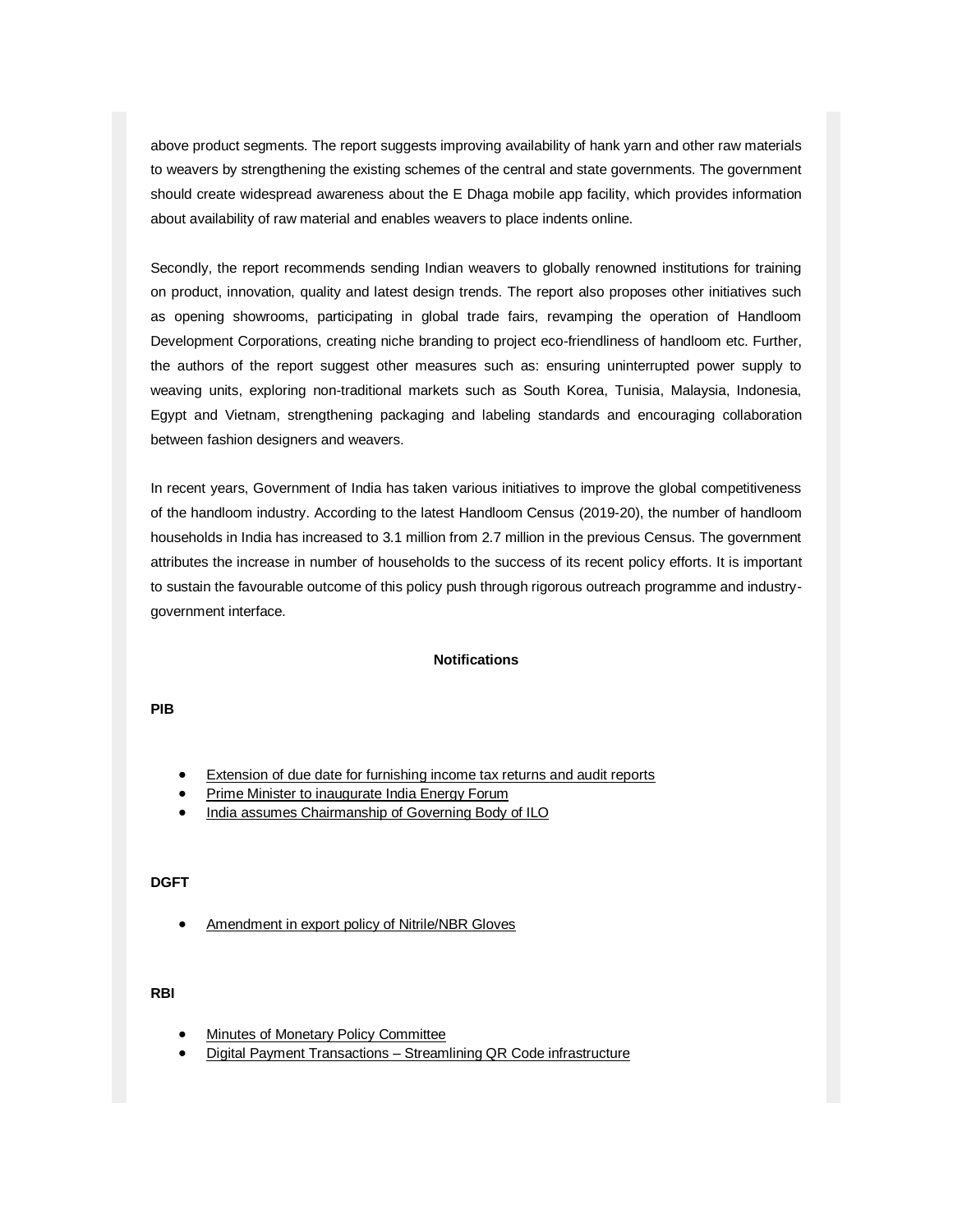above product segments. The report suggests improving availability of hank yarn and other raw materials to weavers by strengthening the existing schemes of the central and state governments. The government should create widespread awareness about the E Dhaga mobile app facility, which provides information about availability of raw material and enables weavers to place indents online.

Secondly, the report recommends sending Indian weavers to globally renowned institutions for training on product, innovation, quality and latest design trends. The report also proposes other initiatives such as opening showrooms, participating in global trade fairs, revamping the operation of Handloom Development Corporations, creating niche branding to project eco-friendliness of handloom etc. Further, the authors of the report suggest other measures such as: ensuring uninterrupted power supply to weaving units, exploring non-traditional markets such as South Korea, Tunisia, Malaysia, Indonesia, Egypt and Vietnam, strengthening packaging and labeling standards and encouraging collaboration between fashion designers and weavers.

In recent years, Government of India has taken various initiatives to improve the global competitiveness of the handloom industry. According to the latest Handloom Census (2019-20), the number of handloom households in India has increased to 3.1 million from 2.7 million in the previous Census. The government attributes the increase in number of households to the success of its recent policy efforts. It is important to sustain the favourable outcome of this policy push through rigorous outreach programme and industry-government interface.

**Notifications**

**PIB**

- Extension of due date for furnishing income tax returns and audit reports
- Prime Minister to inaugurate India Energy Forum
- India assumes Chairmanship of Governing Body of ILO

**DGFT**

- Amendment in export policy of Nitrile/NBR Gloves

**RBI**

- Minutes of Monetary Policy Committee
- Digital Payment Transactions – Streamlining QR Code infrastructure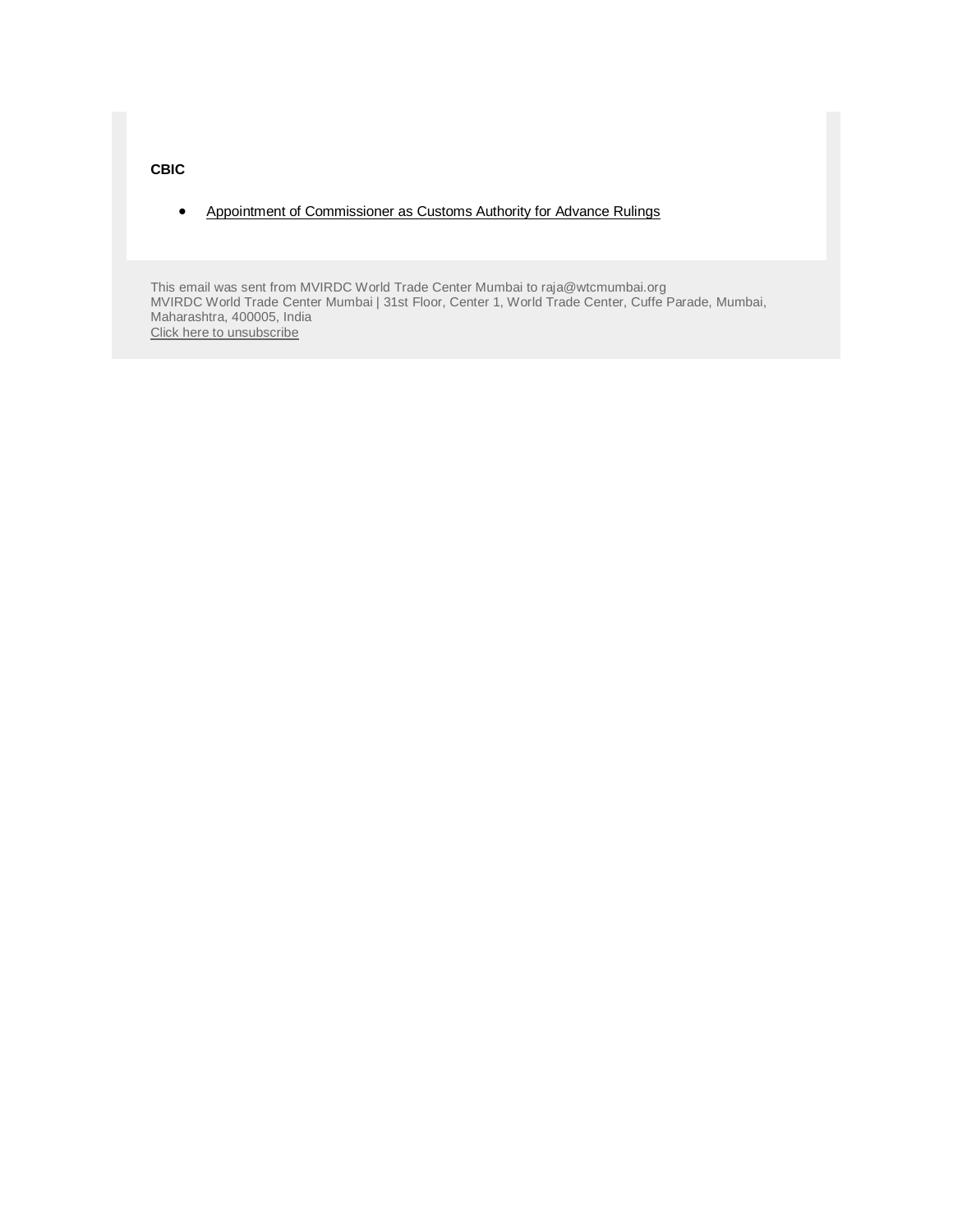**CBIC**

- Appointment of Commissioner as Customs Authority for Advance Rulings

This email was sent from MVIRDC World Trade Center Mumbai to raja@wtcmumbai.org
MVIRDC World Trade Center Mumbai | 31st Floor, Center 1, World Trade Center, Cuffe Parade, Mumbai, Maharashtra, 400005, India
Click here to unsubscribe